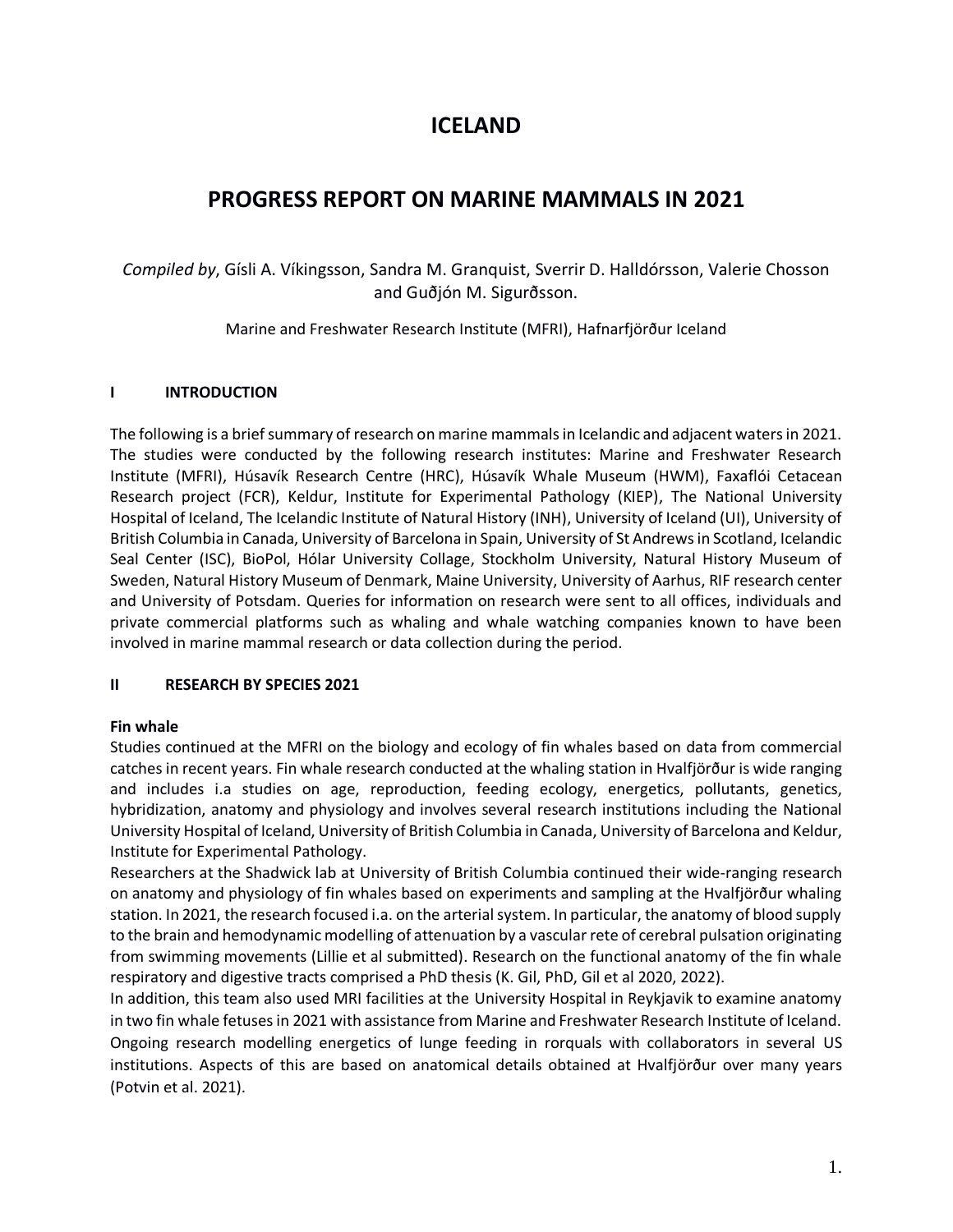# ICELAND

# PROGRESS REPORT ON MARINE MAMMALS IN 2021

*Compiled by*, Gísli A. Víkingsson, Sandra M. Granquist, Sverrir D. Halldórsson, Valerie Chosson and Guðjón M. Sigurðsson.

Marine and Freshwater Research Institute (MFRI), Hafnarfjörður Iceland

## I INTRODUCTION

The following is a brief summary of research on marine mammals in Icelandic and adjacent waters in 2021. The studies were conducted by the following research institutes: Marine and Freshwater Research Institute (MFRI), Húsavík Research Centre (HRC), Húsavík Whale Museum (HWM), Faxaflói Cetacean Research project (FCR), Keldur, Institute for Experimental Pathology (KIEP), The National University Hospital of Iceland, The Icelandic Institute of Natural History (INH), University of Iceland (UI), University of British Columbia in Canada, University of Barcelona in Spain, University of St Andrews in Scotland, Icelandic Seal Center (ISC), BioPol, Hólar University Collage, Stockholm University, Natural History Museum of Sweden, Natural History Museum of Denmark, Maine University, University of Aarhus, RIF research center and University of Potsdam. Queries for information on research were sent to all offices, individuals and private commercial platforms such as whaling and whale watching companies known to have been involved in marine mammal research or data collection during the period.

## II RESEARCH BY SPECIES 2021

### Fin whale

Studies continued at the MFRI on the biology and ecology of fin whales based on data from commercial catches in recent years. Fin whale research conducted at the whaling station in Hvalfjörður is wide ranging and includes i.a studies on age, reproduction, feeding ecology, energetics, pollutants, genetics, hybridization, anatomy and physiology and involves several research institutions including the National University Hospital of Iceland, University of British Columbia in Canada, University of Barcelona and Keldur, Institute for Experimental Pathology.

Researchers at the Shadwick lab at University of British Columbia continued their wide-ranging research on anatomy and physiology of fin whales based on experiments and sampling at the Hvalfjörður whaling station. In 2021, the research focused i.a. on the arterial system. In particular, the anatomy of blood supply to the brain and hemodynamic modelling of attenuation by a vascular rete of cerebral pulsation originating from swimming movements (Lillie et al submitted). Research on the functional anatomy of the fin whale respiratory and digestive tracts comprised a PhD thesis (K. Gil, PhD, Gil et al 2020, 2022).

In addition, this team also used MRI facilities at the University Hospital in Reykjavik to examine anatomy in two fin whale fetuses in 2021 with assistance from Marine and Freshwater Research Institute of Iceland. Ongoing research modelling energetics of lunge feeding in rorquals with collaborators in several US institutions. Aspects of this are based on anatomical details obtained at Hvalfjörður over many years (Potvin et al. 2021).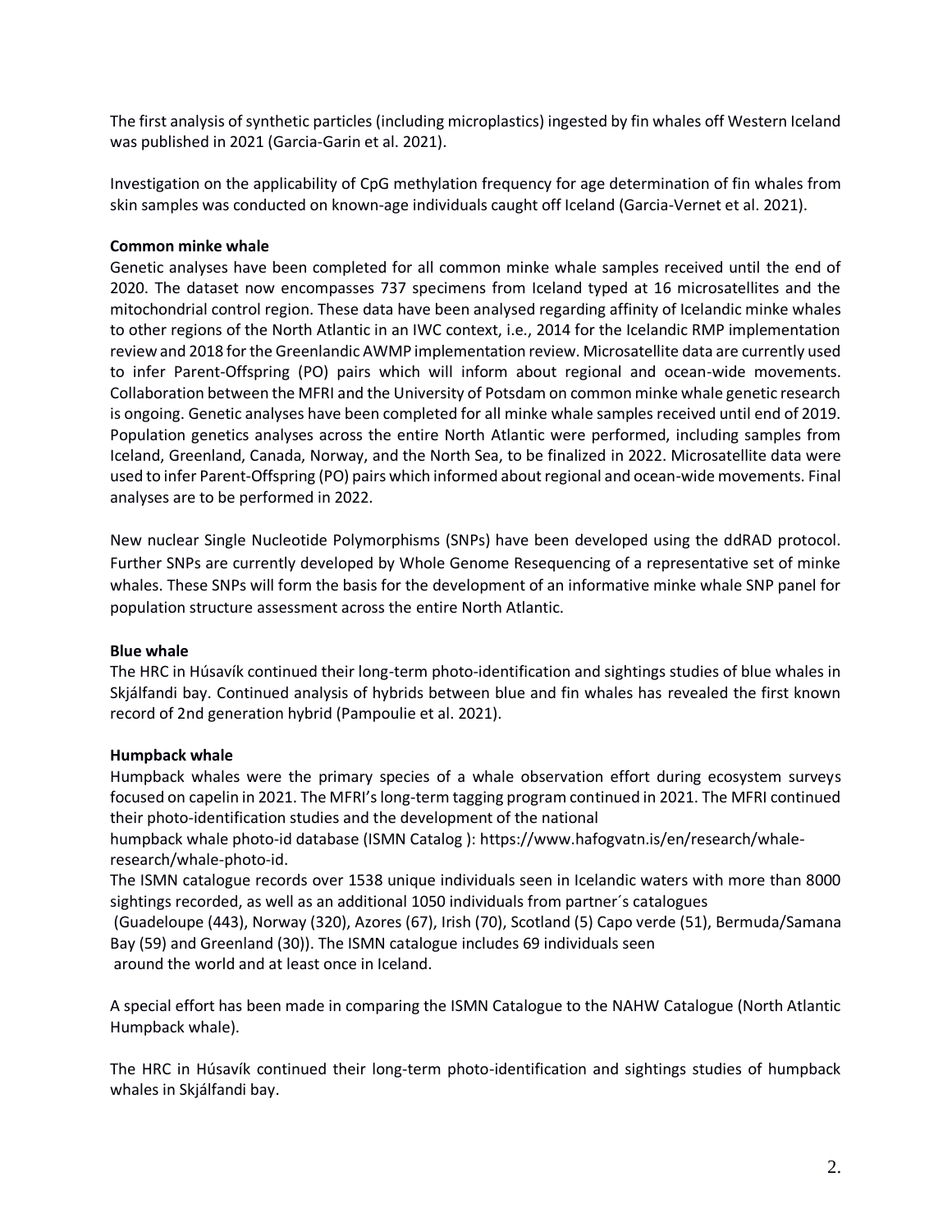The first analysis of synthetic particles (including microplastics) ingested by fin whales off Western Iceland was published in 2021 (Garcia-Garin et al. 2021).

Investigation on the applicability of CpG methylation frequency for age determination of fin whales from skin samples was conducted on known-age individuals caught off Iceland (Garcia-Vernet et al. 2021).

**Common minke whale**

Genetic analyses have been completed for all common minke whale samples received until the end of 2020. The dataset now encompasses 737 specimens from Iceland typed at 16 microsatellites and the mitochondrial control region. These data have been analysed regarding affinity of Icelandic minke whales to other regions of the North Atlantic in an IWC context, i.e., 2014 for the Icelandic RMP implementation review and 2018 for the Greenlandic AWMP implementation review. Microsatellite data are currently used to infer Parent-Offspring (PO) pairs which will inform about regional and ocean-wide movements. Collaboration between the MFRI and the University of Potsdam on common minke whale genetic research is ongoing. Genetic analyses have been completed for all minke whale samples received until end of 2019. Population genetics analyses across the entire North Atlantic were performed, including samples from Iceland, Greenland, Canada, Norway, and the North Sea, to be finalized in 2022. Microsatellite data were used to infer Parent-Offspring (PO) pairs which informed about regional and ocean-wide movements. Final analyses are to be performed in 2022.

New nuclear Single Nucleotide Polymorphisms (SNPs) have been developed using the ddRAD protocol. Further SNPs are currently developed by Whole Genome Resequencing of a representative set of minke whales. These SNPs will form the basis for the development of an informative minke whale SNP panel for population structure assessment across the entire North Atlantic.

**Blue whale**

The HRC in Húsavík continued their long-term photo-identification and sightings studies of blue whales in Skjálfandi bay. Continued analysis of hybrids between blue and fin whales has revealed the first known record of 2nd generation hybrid (Pampoulie et al. 2021).

**Humpback whale**

Humpback whales were the primary species of a whale observation effort during ecosystem surveys focused on capelin in 2021. The MFRI's long-term tagging program continued in 2021. The MFRI continued their photo-identification studies and the development of the national humpback whale photo-id database (ISMN Catalog ): https://www.hafogvatn.is/en/research/whale-research/whale-photo-id.

The ISMN catalogue records over 1538 unique individuals seen in Icelandic waters with more than 8000 sightings recorded, as well as an additional 1050 individuals from partner´s catalogues (Guadeloupe (443), Norway (320), Azores (67), Irish (70), Scotland (5) Capo verde (51), Bermuda/Samana Bay (59) and Greenland (30)). The ISMN catalogue includes 69 individuals seen around the world and at least once in Iceland.

A special effort has been made in comparing the ISMN Catalogue to the NAHW Catalogue (North Atlantic Humpback whale).

The HRC in Húsavík continued their long-term photo-identification and sightings studies of humpback whales in Skjálfandi bay.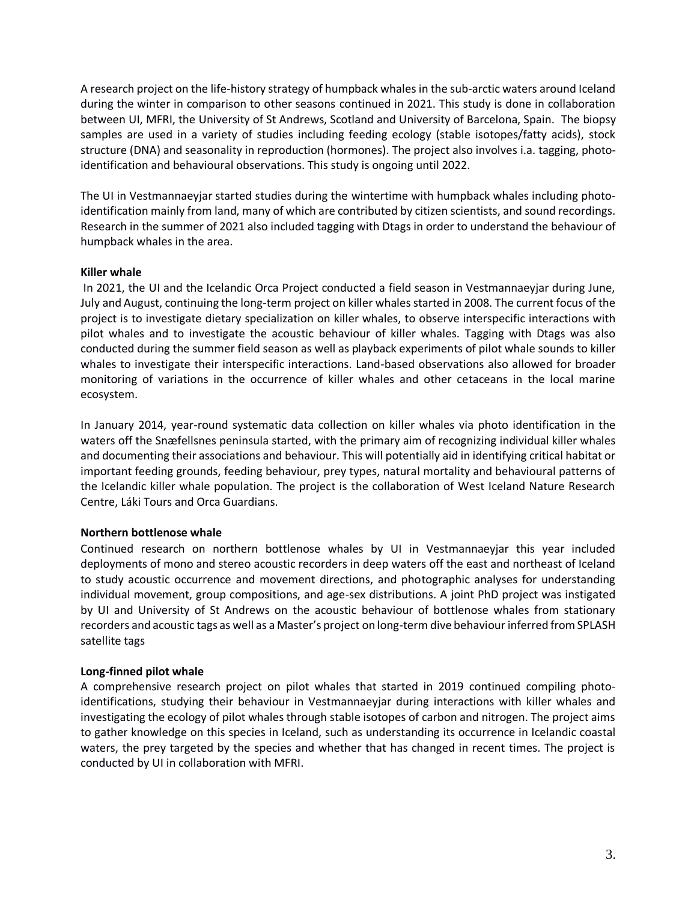A research project on the life-history strategy of humpback whales in the sub-arctic waters around Iceland during the winter in comparison to other seasons continued in 2021. This study is done in collaboration between UI, MFRI, the University of St Andrews, Scotland and University of Barcelona, Spain. The biopsy samples are used in a variety of studies including feeding ecology (stable isotopes/fatty acids), stock structure (DNA) and seasonality in reproduction (hormones). The project also involves i.a. tagging, photo-identification and behavioural observations. This study is ongoing until 2022.

The UI in Vestmannaeyjar started studies during the wintertime with humpback whales including photo-identification mainly from land, many of which are contributed by citizen scientists, and sound recordings. Research in the summer of 2021 also included tagging with Dtags in order to understand the behaviour of humpback whales in the area.

**Killer whale**

In 2021, the UI and the Icelandic Orca Project conducted a field season in Vestmannaeyjar during June, July and August, continuing the long-term project on killer whales started in 2008. The current focus of the project is to investigate dietary specialization on killer whales, to observe interspecific interactions with pilot whales and to investigate the acoustic behaviour of killer whales. Tagging with Dtags was also conducted during the summer field season as well as playback experiments of pilot whale sounds to killer whales to investigate their interspecific interactions. Land-based observations also allowed for broader monitoring of variations in the occurrence of killer whales and other cetaceans in the local marine ecosystem.

In January 2014, year-round systematic data collection on killer whales via photo identification in the waters off the Snæfellsnes peninsula started, with the primary aim of recognizing individual killer whales and documenting their associations and behaviour. This will potentially aid in identifying critical habitat or important feeding grounds, feeding behaviour, prey types, natural mortality and behavioural patterns of the Icelandic killer whale population. The project is the collaboration of West Iceland Nature Research Centre, Láki Tours and Orca Guardians.

**Northern bottlenose whale**

Continued research on northern bottlenose whales by UI in Vestmannaeyjar this year included deployments of mono and stereo acoustic recorders in deep waters off the east and northeast of Iceland to study acoustic occurrence and movement directions, and photographic analyses for understanding individual movement, group compositions, and age-sex distributions. A joint PhD project was instigated by UI and University of St Andrews on the acoustic behaviour of bottlenose whales from stationary recorders and acoustic tags as well as a Master's project on long-term dive behaviour inferred from SPLASH satellite tags

**Long-finned pilot whale**

A comprehensive research project on pilot whales that started in 2019 continued compiling photo-identifications, studying their behaviour in Vestmannaeyjar during interactions with killer whales and investigating the ecology of pilot whales through stable isotopes of carbon and nitrogen. The project aims to gather knowledge on this species in Iceland, such as understanding its occurrence in Icelandic coastal waters, the prey targeted by the species and whether that has changed in recent times. The project is conducted by UI in collaboration with MFRI.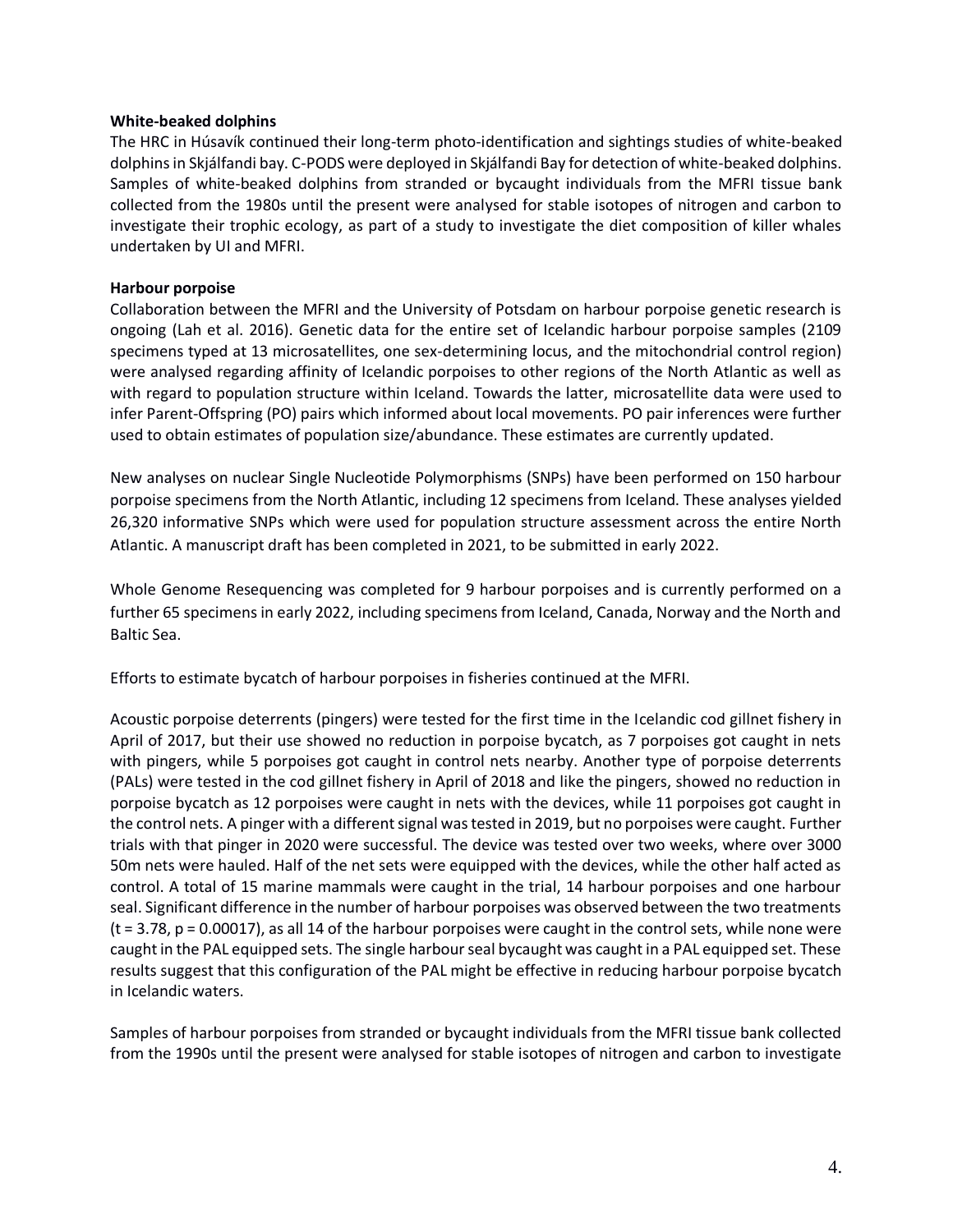**White-beaked dolphins**

The HRC in Húsavík continued their long-term photo-identification and sightings studies of white-beaked dolphins in Skjálfandi bay. C-PODS were deployed in Skjálfandi Bay for detection of white-beaked dolphins. Samples of white-beaked dolphins from stranded or bycaught individuals from the MFRI tissue bank collected from the 1980s until the present were analysed for stable isotopes of nitrogen and carbon to investigate their trophic ecology, as part of a study to investigate the diet composition of killer whales undertaken by UI and MFRI.

**Harbour porpoise**

Collaboration between the MFRI and the University of Potsdam on harbour porpoise genetic research is ongoing (Lah et al. 2016). Genetic data for the entire set of Icelandic harbour porpoise samples (2109 specimens typed at 13 microsatellites, one sex-determining locus, and the mitochondrial control region) were analysed regarding affinity of Icelandic porpoises to other regions of the North Atlantic as well as with regard to population structure within Iceland. Towards the latter, microsatellite data were used to infer Parent-Offspring (PO) pairs which informed about local movements. PO pair inferences were further used to obtain estimates of population size/abundance. These estimates are currently updated.

New analyses on nuclear Single Nucleotide Polymorphisms (SNPs) have been performed on 150 harbour porpoise specimens from the North Atlantic, including 12 specimens from Iceland. These analyses yielded 26,320 informative SNPs which were used for population structure assessment across the entire North Atlantic. A manuscript draft has been completed in 2021, to be submitted in early 2022.

Whole Genome Resequencing was completed for 9 harbour porpoises and is currently performed on a further 65 specimens in early 2022, including specimens from Iceland, Canada, Norway and the North and Baltic Sea.

Efforts to estimate bycatch of harbour porpoises in fisheries continued at the MFRI.

Acoustic porpoise deterrents (pingers) were tested for the first time in the Icelandic cod gillnet fishery in April of 2017, but their use showed no reduction in porpoise bycatch, as 7 porpoises got caught in nets with pingers, while 5 porpoises got caught in control nets nearby. Another type of porpoise deterrents (PALs) were tested in the cod gillnet fishery in April of 2018 and like the pingers, showed no reduction in porpoise bycatch as 12 porpoises were caught in nets with the devices, while 11 porpoises got caught in the control nets. A pinger with a different signal was tested in 2019, but no porpoises were caught. Further trials with that pinger in 2020 were successful. The device was tested over two weeks, where over 3000 50m nets were hauled. Half of the net sets were equipped with the devices, while the other half acted as control. A total of 15 marine mammals were caught in the trial, 14 harbour porpoises and one harbour seal. Significant difference in the number of harbour porpoises was observed between the two treatments ($t = 3.78$, $p = 0.00017$), as all 14 of the harbour porpoises were caught in the control sets, while none were caught in the PAL equipped sets. The single harbour seal bycaught was caught in a PAL equipped set. These results suggest that this configuration of the PAL might be effective in reducing harbour porpoise bycatch in Icelandic waters.

Samples of harbour porpoises from stranded or bycaught individuals from the MFRI tissue bank collected from the 1990s until the present were analysed for stable isotopes of nitrogen and carbon to investigate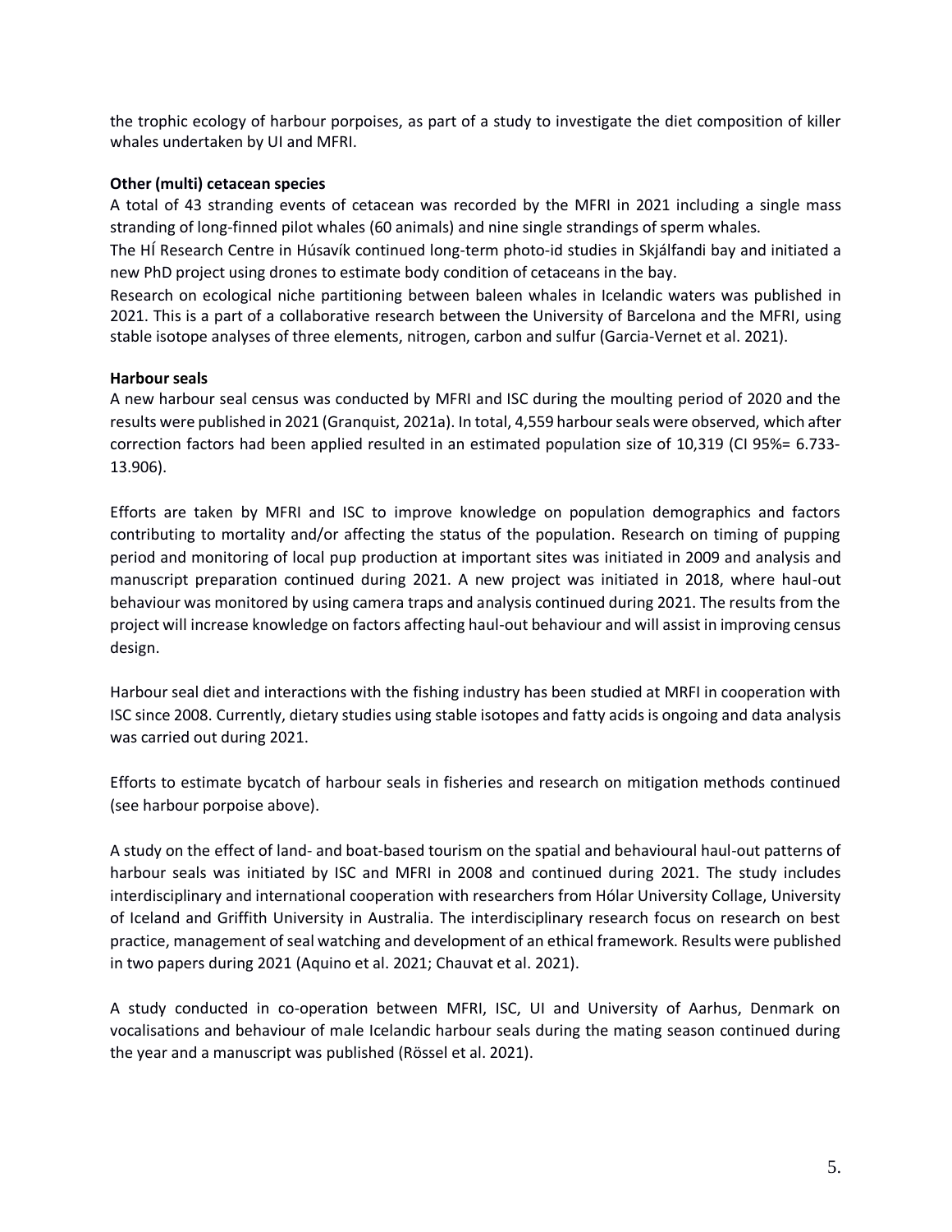the trophic ecology of harbour porpoises, as part of a study to investigate the diet composition of killer whales undertaken by UI and MFRI.

**Other (multi) cetacean species**

A total of 43 stranding events of cetacean was recorded by the MFRI in 2021 including a single mass stranding of long-finned pilot whales (60 animals) and nine single strandings of sperm whales.

The HÍ Research Centre in Húsavík continued long-term photo-id studies in Skjálfandi bay and initiated a new PhD project using drones to estimate body condition of cetaceans in the bay.

Research on ecological niche partitioning between baleen whales in Icelandic waters was published in 2021. This is a part of a collaborative research between the University of Barcelona and the MFRI, using stable isotope analyses of three elements, nitrogen, carbon and sulfur (Garcia-Vernet et al. 2021).

**Harbour seals**

A new harbour seal census was conducted by MFRI and ISC during the moulting period of 2020 and the results were published in 2021 (Granquist, 2021a). In total, 4,559 harbour seals were observed, which after correction factors had been applied resulted in an estimated population size of 10,319 (CI 95%= 6.733-13.906).

Efforts are taken by MFRI and ISC to improve knowledge on population demographics and factors contributing to mortality and/or affecting the status of the population. Research on timing of pupping period and monitoring of local pup production at important sites was initiated in 2009 and analysis and manuscript preparation continued during 2021. A new project was initiated in 2018, where haul-out behaviour was monitored by using camera traps and analysis continued during 2021. The results from the project will increase knowledge on factors affecting haul-out behaviour and will assist in improving census design.

Harbour seal diet and interactions with the fishing industry has been studied at MRFI in cooperation with ISC since 2008. Currently, dietary studies using stable isotopes and fatty acids is ongoing and data analysis was carried out during 2021.

Efforts to estimate bycatch of harbour seals in fisheries and research on mitigation methods continued (see harbour porpoise above).

A study on the effect of land- and boat-based tourism on the spatial and behavioural haul-out patterns of harbour seals was initiated by ISC and MFRI in 2008 and continued during 2021. The study includes interdisciplinary and international cooperation with researchers from Hólar University Collage, University of Iceland and Griffith University in Australia. The interdisciplinary research focus on research on best practice, management of seal watching and development of an ethical framework. Results were published in two papers during 2021 (Aquino et al. 2021; Chauvat et al. 2021).

A study conducted in co-operation between MFRI, ISC, UI and University of Aarhus, Denmark on vocalisations and behaviour of male Icelandic harbour seals during the mating season continued during the year and a manuscript was published (Rössel et al. 2021).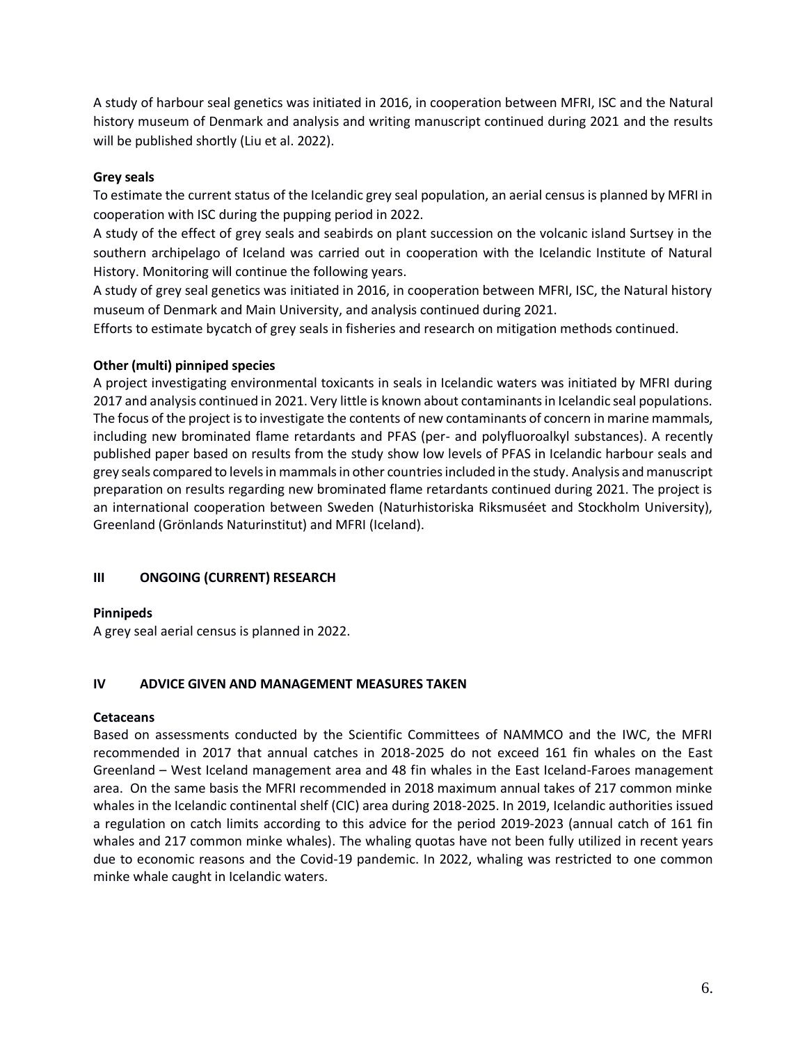A study of harbour seal genetics was initiated in 2016, in cooperation between MFRI, ISC and the Natural history museum of Denmark and analysis and writing manuscript continued during 2021 and the results will be published shortly (Liu et al. 2022).

**Grey seals**

To estimate the current status of the Icelandic grey seal population, an aerial census is planned by MFRI in cooperation with ISC during the pupping period in 2022.

A study of the effect of grey seals and seabirds on plant succession on the volcanic island Surtsey in the southern archipelago of Iceland was carried out in cooperation with the Icelandic Institute of Natural History. Monitoring will continue the following years.

A study of grey seal genetics was initiated in 2016, in cooperation between MFRI, ISC, the Natural history museum of Denmark and Main University, and analysis continued during 2021.

Efforts to estimate bycatch of grey seals in fisheries and research on mitigation methods continued.

**Other (multi) pinniped species**

A project investigating environmental toxicants in seals in Icelandic waters was initiated by MFRI during 2017 and analysis continued in 2021. Very little is known about contaminants in Icelandic seal populations. The focus of the project is to investigate the contents of new contaminants of concern in marine mammals, including new brominated flame retardants and PFAS (per- and polyfluoroalkyl substances). A recently published paper based on results from the study show low levels of PFAS in Icelandic harbour seals and grey seals compared to levels in mammals in other countries included in the study. Analysis and manuscript preparation on results regarding new brominated flame retardants continued during 2021. The project is an international cooperation between Sweden (Naturhistoriska Riksmuséet and Stockholm University), Greenland (Grönlands Naturinstitut) and MFRI (Iceland).

## III ONGOING (CURRENT) RESEARCH

**Pinnipeds**

A grey seal aerial census is planned in 2022.

## IV ADVICE GIVEN AND MANAGEMENT MEASURES TAKEN

**Cetaceans**

Based on assessments conducted by the Scientific Committees of NAMMCO and the IWC, the MFRI recommended in 2017 that annual catches in 2018-2025 do not exceed 161 fin whales on the East Greenland – West Iceland management area and 48 fin whales in the East Iceland-Faroes management area. On the same basis the MFRI recommended in 2018 maximum annual takes of 217 common minke whales in the Icelandic continental shelf (CIC) area during 2018-2025. In 2019, Icelandic authorities issued a regulation on catch limits according to this advice for the period 2019-2023 (annual catch of 161 fin whales and 217 common minke whales). The whaling quotas have not been fully utilized in recent years due to economic reasons and the Covid-19 pandemic. In 2022, whaling was restricted to one common minke whale caught in Icelandic waters.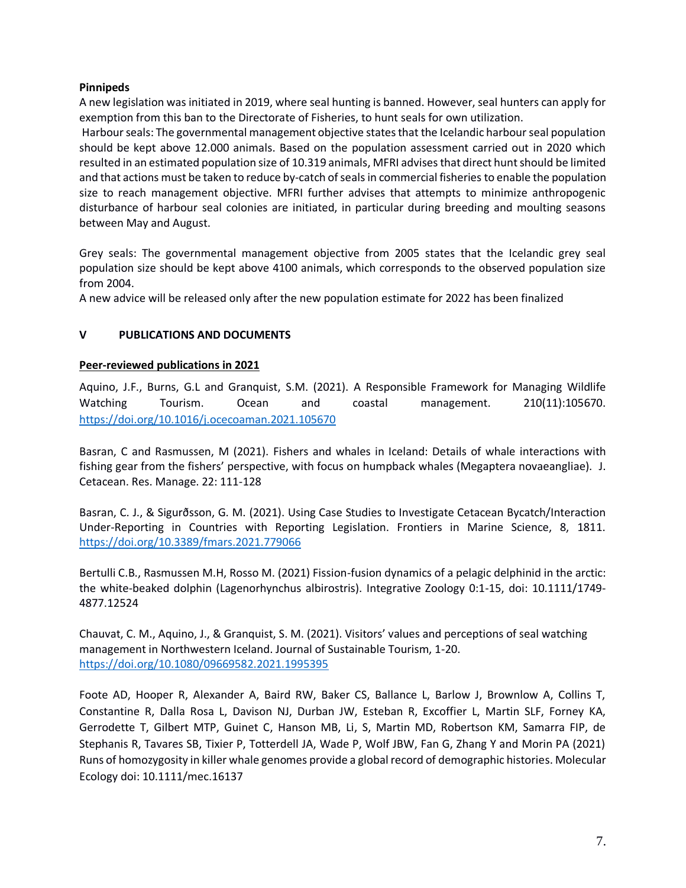**Pinnipeds**

A new legislation was initiated in 2019, where seal hunting is banned. However, seal hunters can apply for exemption from this ban to the Directorate of Fisheries, to hunt seals for own utilization.

Harbour seals: The governmental management objective states that the Icelandic harbour seal population should be kept above 12.000 animals. Based on the population assessment carried out in 2020 which resulted in an estimated population size of 10.319 animals, MFRI advises that direct hunt should be limited and that actions must be taken to reduce by-catch of seals in commercial fisheries to enable the population size to reach management objective. MFRI further advises that attempts to minimize anthropogenic disturbance of harbour seal colonies are initiated, in particular during breeding and moulting seasons between May and August.

Grey seals: The governmental management objective from 2005 states that the Icelandic grey seal population size should be kept above 4100 animals, which corresponds to the observed population size from 2004.

A new advice will be released only after the new population estimate for 2022 has been finalized

## V PUBLICATIONS AND DOCUMENTS

### Peer-reviewed publications in 2021

Aquino, J.F., Burns, G.L and Granquist, S.M. (2021). A Responsible Framework for Managing Wildlife Watching Tourism. Ocean and coastal management. 210(11):105670. https://doi.org/10.1016/j.ocecoaman.2021.105670

Basran, C and Rasmussen, M (2021). Fishers and whales in Iceland: Details of whale interactions with fishing gear from the fishers' perspective, with focus on humpback whales (Megaptera novaeangliae). J. Cetacean. Res. Manage. 22: 111-128

Basran, C. J., & Sigurðsson, G. M. (2021). Using Case Studies to Investigate Cetacean Bycatch/Interaction Under-Reporting in Countries with Reporting Legislation. Frontiers in Marine Science, 8, 1811. https://doi.org/10.3389/fmars.2021.779066

Bertulli C.B., Rasmussen M.H, Rosso M. (2021) Fission-fusion dynamics of a pelagic delphinid in the arctic: the white-beaked dolphin (Lagenorhynchus albirostris). Integrative Zoology 0:1-15, doi: 10.1111/1749-4877.12524

Chauvat, C. M., Aquino, J., & Granquist, S. M. (2021). Visitors' values and perceptions of seal watching management in Northwestern Iceland. Journal of Sustainable Tourism, 1-20. https://doi.org/10.1080/09669582.2021.1995395

Foote AD, Hooper R, Alexander A, Baird RW, Baker CS, Ballance L, Barlow J, Brownlow A, Collins T, Constantine R, Dalla Rosa L, Davison NJ, Durban JW, Esteban R, Excoffier L, Martin SLF, Forney KA, Gerrodette T, Gilbert MTP, Guinet C, Hanson MB, Li, S, Martin MD, Robertson KM, Samarra FIP, de Stephanis R, Tavares SB, Tixier P, Totterdell JA, Wade P, Wolf JBW, Fan G, Zhang Y and Morin PA (2021) Runs of homozygosity in killer whale genomes provide a global record of demographic histories. Molecular Ecology doi: 10.1111/mec.16137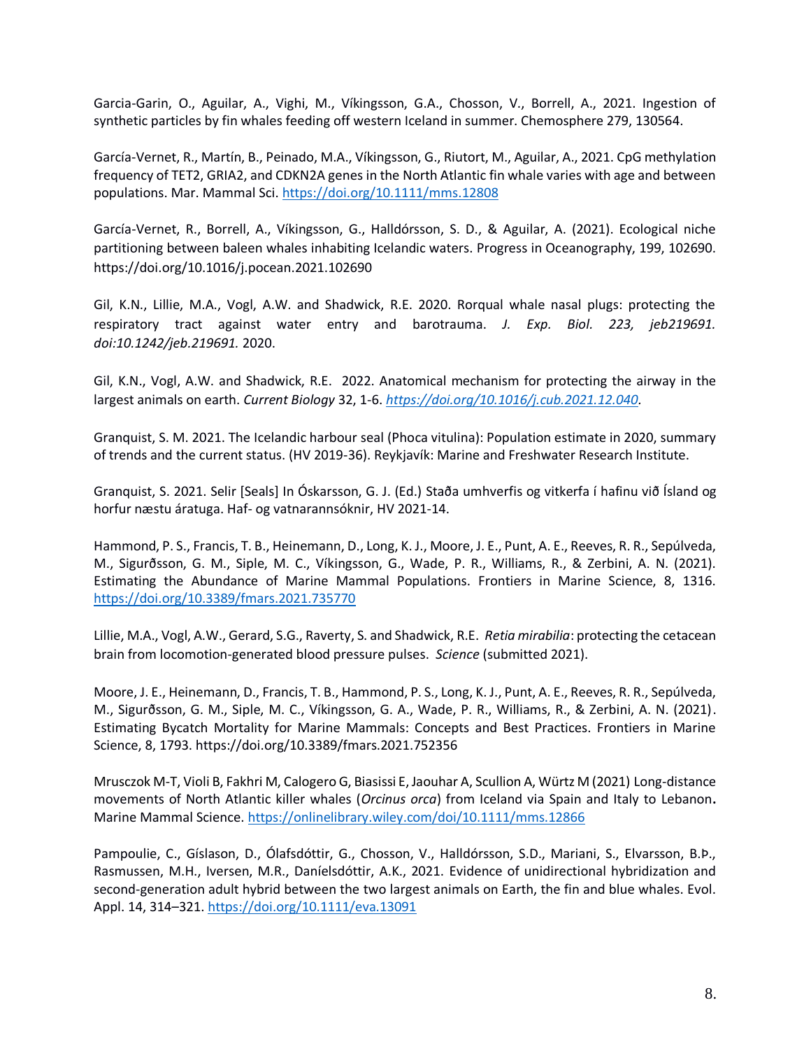Garcia-Garin, O., Aguilar, A., Vighi, M., Víkingsson, G.A., Chosson, V., Borrell, A., 2021. Ingestion of synthetic particles by fin whales feeding off western Iceland in summer. Chemosphere 279, 130564.

García-Vernet, R., Martín, B., Peinado, M.A., Víkingsson, G., Riutort, M., Aguilar, A., 2021. CpG methylation frequency of TET2, GRIA2, and CDKN2A genes in the North Atlantic fin whale varies with age and between populations. Mar. Mammal Sci. https://doi.org/10.1111/mms.12808

García-Vernet, R., Borrell, A., Víkingsson, G., Halldórsson, S. D., & Aguilar, A. (2021). Ecological niche partitioning between baleen whales inhabiting Icelandic waters. Progress in Oceanography, 199, 102690. https://doi.org/10.1016/j.pocean.2021.102690

Gil, K.N., Lillie, M.A., Vogl, A.W. and Shadwick, R.E. 2020. Rorqual whale nasal plugs: protecting the respiratory tract against water entry and barotrauma. *J. Exp. Biol. 223, jeb219691. doi:10.1242/jeb.219691.* 2020.

Gil, K.N., Vogl, A.W. and Shadwick, R.E. 2022. Anatomical mechanism for protecting the airway in the largest animals on earth. *Current Biology* 32, 1-6. *https://doi.org/10.1016/j.cub.2021.12.040.*

Granquist, S. M. 2021. The Icelandic harbour seal (Phoca vitulina): Population estimate in 2020, summary of trends and the current status. (HV 2019-36). Reykjavík: Marine and Freshwater Research Institute.

Granquist, S. 2021. Selir [Seals] In Óskarsson, G. J. (Ed.) Staða umhverfis og vitkerfa í hafinu við Ísland og horfur næstu áratuga. Haf- og vatnarannsóknir, HV 2021-14.

Hammond, P. S., Francis, T. B., Heinemann, D., Long, K. J., Moore, J. E., Punt, A. E., Reeves, R. R., Sepúlveda, M., Sigurðsson, G. M., Siple, M. C., Víkingsson, G., Wade, P. R., Williams, R., & Zerbini, A. N. (2021). Estimating the Abundance of Marine Mammal Populations. Frontiers in Marine Science, 8, 1316. https://doi.org/10.3389/fmars.2021.735770

Lillie, M.A., Vogl, A.W., Gerard, S.G., Raverty, S. and Shadwick, R.E. *Retia mirabilia*: protecting the cetacean brain from locomotion-generated blood pressure pulses. *Science* (submitted 2021).

Moore, J. E., Heinemann, D., Francis, T. B., Hammond, P. S., Long, K. J., Punt, A. E., Reeves, R. R., Sepúlveda, M., Sigurðsson, G. M., Siple, M. C., Víkingsson, G. A., Wade, P. R., Williams, R., & Zerbini, A. N. (2021). Estimating Bycatch Mortality for Marine Mammals: Concepts and Best Practices. Frontiers in Marine Science, 8, 1793. https://doi.org/10.3389/fmars.2021.752356

Mrusczok M-T, Violi B, Fakhri M, Calogero G, Biasissi E, Jaouhar A, Scullion A, Würtz M (2021) Long-distance movements of North Atlantic killer whales (*Orcinus orca*) from Iceland via Spain and Italy to Lebanon**.** Marine Mammal Science. https://onlinelibrary.wiley.com/doi/10.1111/mms.12866

Pampoulie, C., Gíslason, D., Ólafsdóttir, G., Chosson, V., Halldórsson, S.D., Mariani, S., Elvarsson, B.Þ., Rasmussen, M.H., Iversen, M.R., Daníelsdóttir, A.K., 2021. Evidence of unidirectional hybridization and second-generation adult hybrid between the two largest animals on Earth, the fin and blue whales. Evol. Appl. 14, 314–321. https://doi.org/10.1111/eva.13091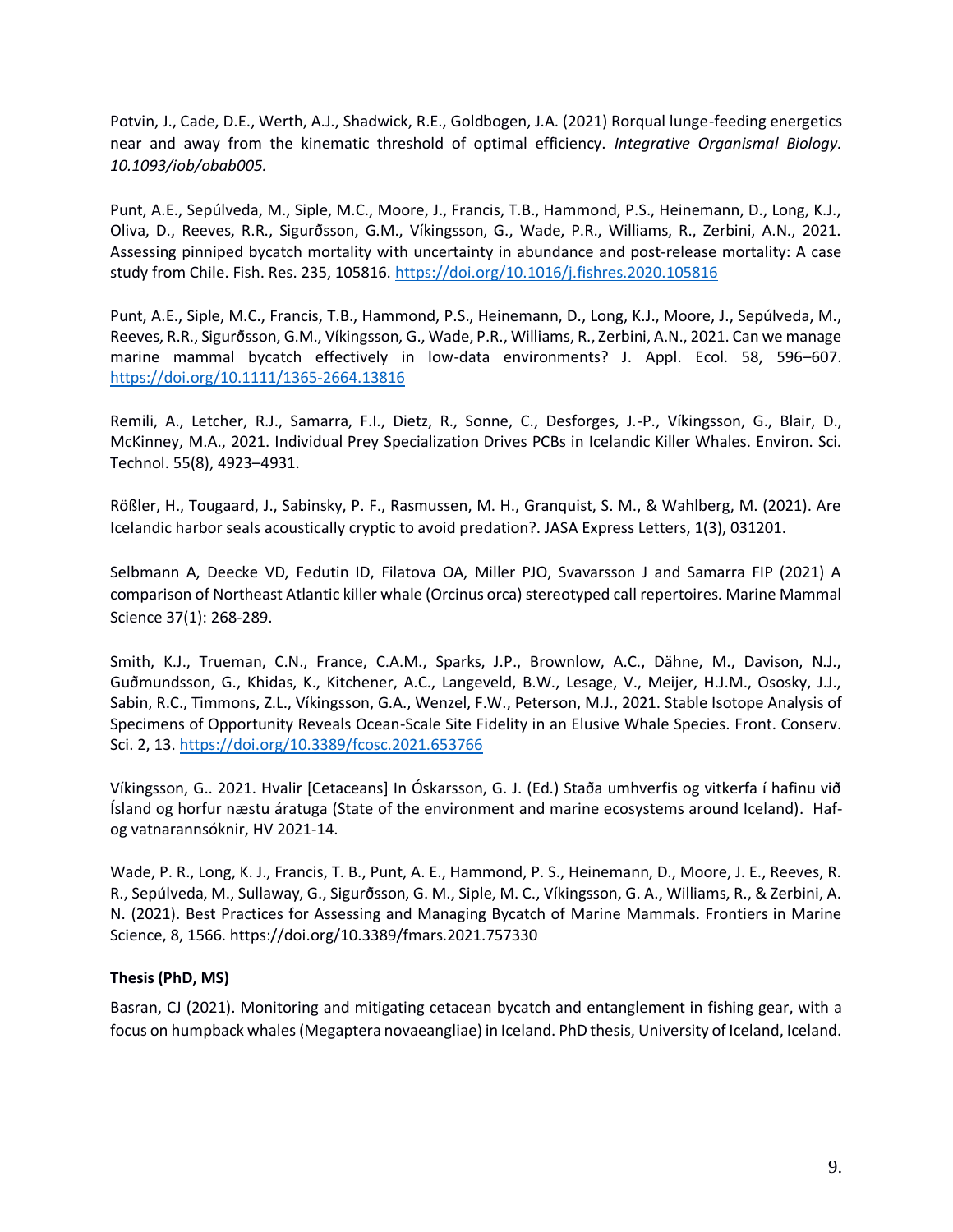Potvin, J., Cade, D.E., Werth, A.J., Shadwick, R.E., Goldbogen, J.A. (2021) Rorqual lunge-feeding energetics near and away from the kinematic threshold of optimal efficiency. *Integrative Organismal Biology. 10.1093/iob/obab005.*

Punt, A.E., Sepúlveda, M., Siple, M.C., Moore, J., Francis, T.B., Hammond, P.S., Heinemann, D., Long, K.J., Oliva, D., Reeves, R.R., Sigurðsson, G.M., Víkingsson, G., Wade, P.R., Williams, R., Zerbini, A.N., 2021. Assessing pinniped bycatch mortality with uncertainty in abundance and post-release mortality: A case study from Chile. Fish. Res. 235, 105816. https://doi.org/10.1016/j.fishres.2020.105816

Punt, A.E., Siple, M.C., Francis, T.B., Hammond, P.S., Heinemann, D., Long, K.J., Moore, J., Sepúlveda, M., Reeves, R.R., Sigurðsson, G.M., Víkingsson, G., Wade, P.R., Williams, R., Zerbini, A.N., 2021. Can we manage marine mammal bycatch effectively in low-data environments? J. Appl. Ecol. 58, 596–607. https://doi.org/10.1111/1365-2664.13816

Remili, A., Letcher, R.J., Samarra, F.I., Dietz, R., Sonne, C., Desforges, J.-P., Víkingsson, G., Blair, D., McKinney, M.A., 2021. Individual Prey Specialization Drives PCBs in Icelandic Killer Whales. Environ. Sci. Technol. 55(8), 4923–4931.

Rößler, H., Tougaard, J., Sabinsky, P. F., Rasmussen, M. H., Granquist, S. M., & Wahlberg, M. (2021). Are Icelandic harbor seals acoustically cryptic to avoid predation?. JASA Express Letters, 1(3), 031201.

Selbmann A, Deecke VD, Fedutin ID, Filatova OA, Miller PJO, Svavarsson J and Samarra FIP (2021) A comparison of Northeast Atlantic killer whale (Orcinus orca) stereotyped call repertoires. Marine Mammal Science 37(1): 268-289.

Smith, K.J., Trueman, C.N., France, C.A.M., Sparks, J.P., Brownlow, A.C., Dähne, M., Davison, N.J., Guðmundsson, G., Khidas, K., Kitchener, A.C., Langeveld, B.W., Lesage, V., Meijer, H.J.M., Ososky, J.J., Sabin, R.C., Timmons, Z.L., Víkingsson, G.A., Wenzel, F.W., Peterson, M.J., 2021. Stable Isotope Analysis of Specimens of Opportunity Reveals Ocean-Scale Site Fidelity in an Elusive Whale Species. Front. Conserv. Sci. 2, 13. https://doi.org/10.3389/fcosc.2021.653766

Víkingsson, G.. 2021. Hvalir [Cetaceans] In Óskarsson, G. J. (Ed.) Staða umhverfis og vitkerfa í hafinu við Ísland og horfur næstu áratuga (State of the environment and marine ecosystems around Iceland). Haf- og vatnarannsóknir, HV 2021-14.

Wade, P. R., Long, K. J., Francis, T. B., Punt, A. E., Hammond, P. S., Heinemann, D., Moore, J. E., Reeves, R. R., Sepúlveda, M., Sullaway, G., Sigurðsson, G. M., Siple, M. C., Víkingsson, G. A., Williams, R., & Zerbini, A. N. (2021). Best Practices for Assessing and Managing Bycatch of Marine Mammals. Frontiers in Marine Science, 8, 1566. https://doi.org/10.3389/fmars.2021.757330

**Thesis (PhD, MS)**

Basran, CJ (2021). Monitoring and mitigating cetacean bycatch and entanglement in fishing gear, with a focus on humpback whales (Megaptera novaeangliae) in Iceland. PhD thesis, University of Iceland, Iceland.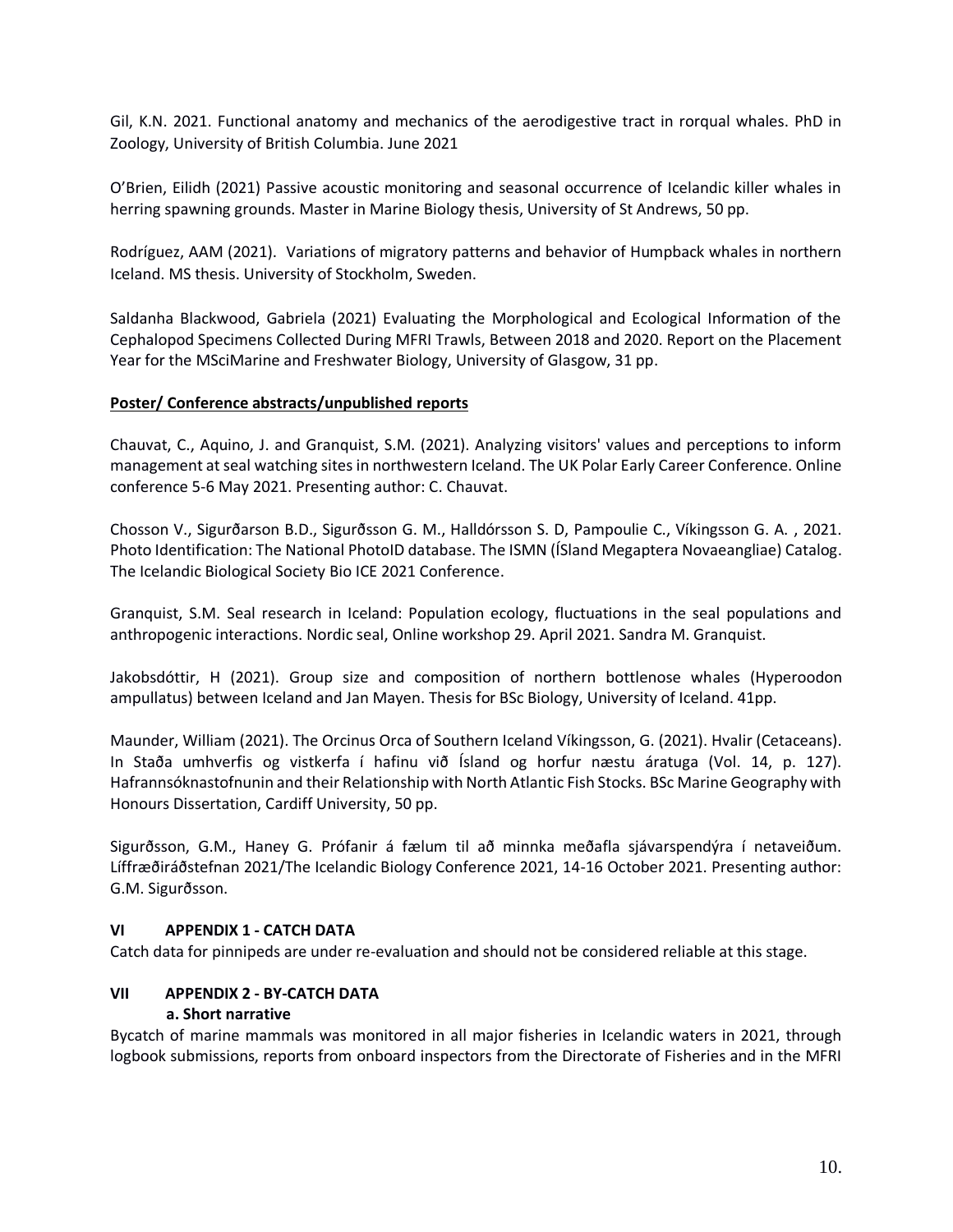Gil, K.N. 2021. Functional anatomy and mechanics of the aerodigestive tract in rorqual whales. PhD in Zoology, University of British Columbia. June 2021

O'Brien, Eilidh (2021) Passive acoustic monitoring and seasonal occurrence of Icelandic killer whales in herring spawning grounds. Master in Marine Biology thesis, University of St Andrews, 50 pp.

Rodríguez, AAM (2021). Variations of migratory patterns and behavior of Humpback whales in northern Iceland. MS thesis. University of Stockholm, Sweden.

Saldanha Blackwood, Gabriela (2021) Evaluating the Morphological and Ecological Information of the Cephalopod Specimens Collected During MFRI Trawls, Between 2018 and 2020. Report on the Placement Year for the MSciMarine and Freshwater Biology, University of Glasgow, 31 pp.

**Poster/ Conference abstracts/unpublished reports**

Chauvat, C., Aquino, J. and Granquist, S.M. (2021). Analyzing visitors' values and perceptions to inform management at seal watching sites in northwestern Iceland. The UK Polar Early Career Conference. Online conference 5-6 May 2021. Presenting author: C. Chauvat.

Chosson V., Sigurðarson B.D., Sigurðsson G. M., Halldórsson S. D, Pampoulie C., Víkingsson G. A. , 2021. Photo Identification: The National PhotoID database. The ISMN (ÍSland Megaptera Novaeangliae) Catalog. The Icelandic Biological Society Bio ICE 2021 Conference.

Granquist, S.M. Seal research in Iceland: Population ecology, fluctuations in the seal populations and anthropogenic interactions. Nordic seal, Online workshop 29. April 2021. Sandra M. Granquist.

Jakobsdóttir, H (2021). Group size and composition of northern bottlenose whales (Hyperoodon ampullatus) between Iceland and Jan Mayen. Thesis for BSc Biology, University of Iceland. 41pp.

Maunder, William (2021). The Orcinus Orca of Southern Iceland Víkingsson, G. (2021). Hvalir (Cetaceans). In Staða umhverfis og vistkerfa í hafinu við Ísland og horfur næstu áratuga (Vol. 14, p. 127). Hafrannsóknastofnunin and their Relationship with North Atlantic Fish Stocks. BSc Marine Geography with Honours Dissertation, Cardiff University, 50 pp.

Sigurðsson, G.M., Haney G. Prófanir á fælum til að minnka meðafla sjávarspendýra í netaveiðum. Líffræðiráðstefnan 2021/The Icelandic Biology Conference 2021, 14-16 October 2021. Presenting author: G.M. Sigurðsson.

## VI APPENDIX 1 - CATCH DATA

Catch data for pinnipeds are under re-evaluation and should not be considered reliable at this stage.

## VII APPENDIX 2 - BY-CATCH DATA

### a. Short narrative

Bycatch of marine mammals was monitored in all major fisheries in Icelandic waters in 2021, through logbook submissions, reports from onboard inspectors from the Directorate of Fisheries and in the MFRI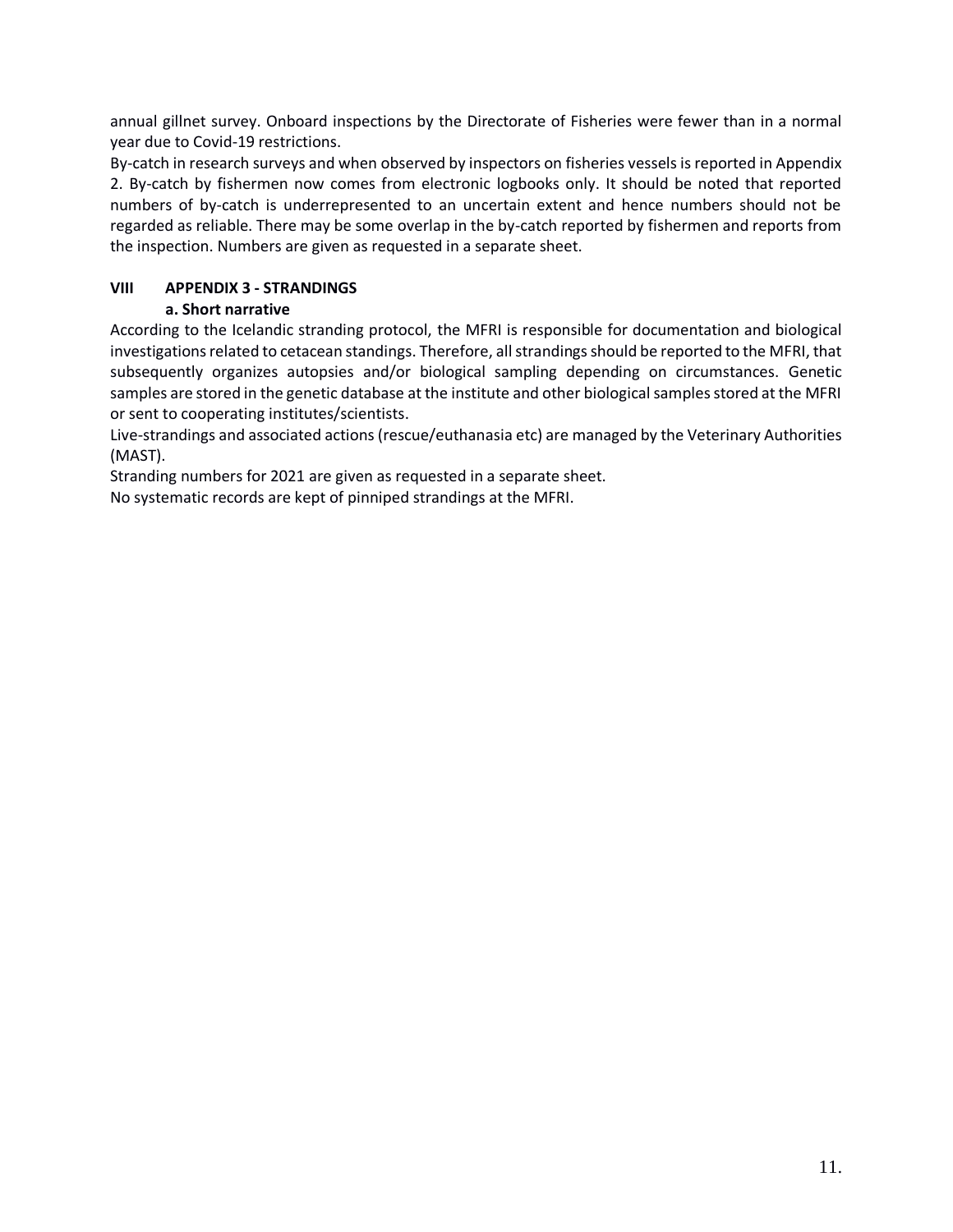annual gillnet survey. Onboard inspections by the Directorate of Fisheries were fewer than in a normal year due to Covid-19 restrictions.

By-catch in research surveys and when observed by inspectors on fisheries vessels is reported in Appendix 2. By-catch by fishermen now comes from electronic logbooks only. It should be noted that reported numbers of by-catch is underrepresented to an uncertain extent and hence numbers should not be regarded as reliable. There may be some overlap in the by-catch reported by fishermen and reports from the inspection. Numbers are given as requested in a separate sheet.

## VIII APPENDIX 3 - STRANDINGS

### a. Short narrative

According to the Icelandic stranding protocol, the MFRI is responsible for documentation and biological investigations related to cetacean standings. Therefore, all strandings should be reported to the MFRI, that subsequently organizes autopsies and/or biological sampling depending on circumstances. Genetic samples are stored in the genetic database at the institute and other biological samples stored at the MFRI or sent to cooperating institutes/scientists.

Live-strandings and associated actions (rescue/euthanasia etc) are managed by the Veterinary Authorities (MAST).

Stranding numbers for 2021 are given as requested in a separate sheet.

No systematic records are kept of pinniped strandings at the MFRI.